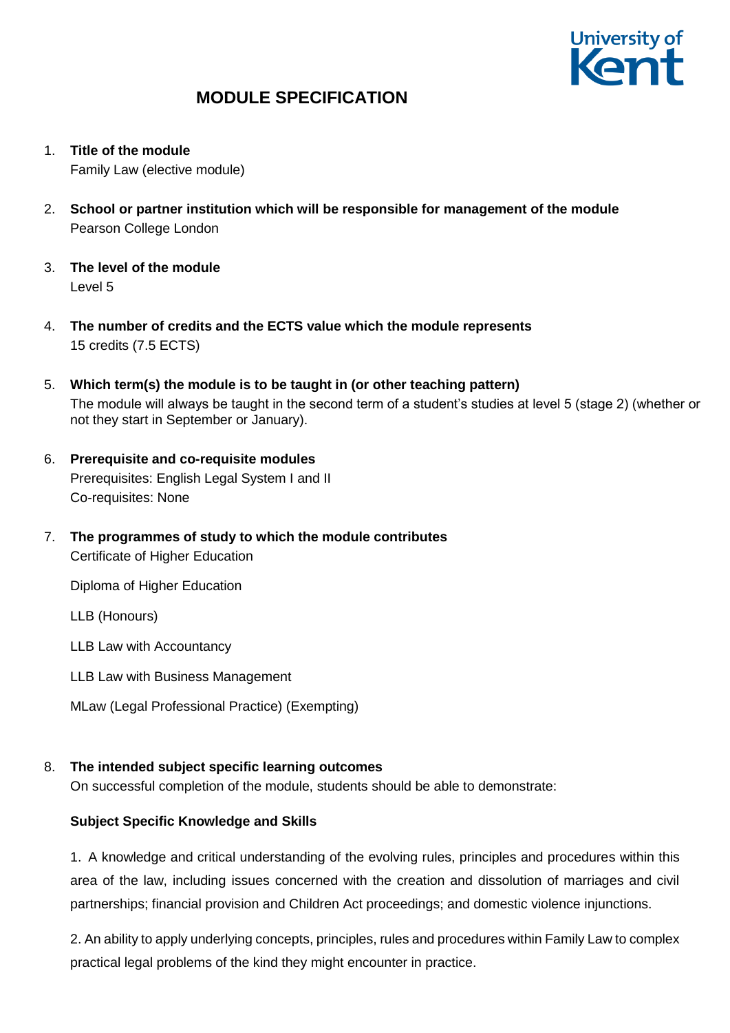# MODULE SPECIFICATION

1. **Title of the module**
   Family Law (elective module)

2. **School or partner institution which will be responsible for management of the module**
   Pearson College London

3. **The level of the module**
   Level 5

4. **The number of credits and the ECTS value which the module represents**
   15 credits (7.5 ECTS)

5. **Which term(s) the module is to be taught in (or other teaching pattern)**
   The module will always be taught in the second term of a student's studies at level 5 (stage 2) (whether or not they start in September or January).

6. **Prerequisite and co-requisite modules**
   Prerequisites: English Legal System I and II
   Co-requisites: None

7. **The programmes of study to which the module contributes**
   Certificate of Higher Education

   Diploma of Higher Education

   LLB (Honours)

   LLB Law with Accountancy

   LLB Law with Business Management

   MLaw (Legal Professional Practice) (Exempting)

8. **The intended subject specific learning outcomes**
   On successful completion of the module, students should be able to demonstrate:

   **Subject Specific Knowledge and Skills**

   1. A knowledge and critical understanding of the evolving rules, principles and procedures within this area of the law, including issues concerned with the creation and dissolution of marriages and civil partnerships; financial provision and Children Act proceedings; and domestic violence injunctions.

   2. An ability to apply underlying concepts, principles, rules and procedures within Family Law to complex practical legal problems of the kind they might encounter in practice.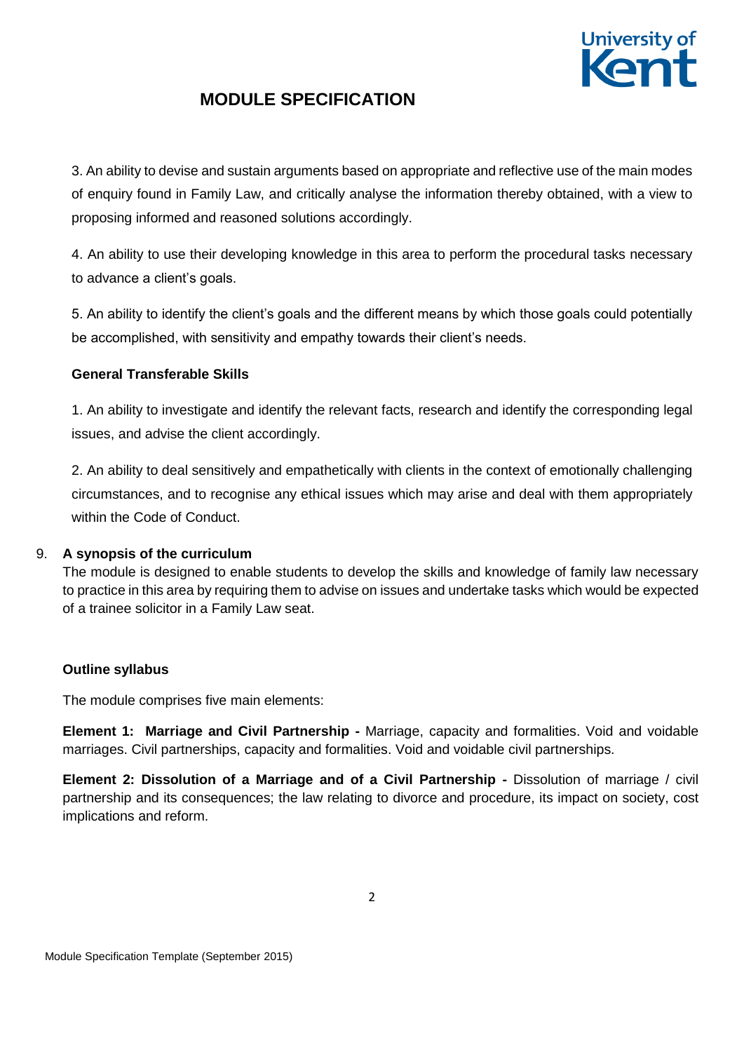3. An ability to devise and sustain arguments based on appropriate and reflective use of the main modes of enquiry found in Family Law, and critically analyse the information thereby obtained, with a view to proposing informed and reasoned solutions accordingly.

4. An ability to use their developing knowledge in this area to perform the procedural tasks necessary to advance a client's goals.

5. An ability to identify the client's goals and the different means by which those goals could potentially be accomplished, with sensitivity and empathy towards their client's needs.

**General Transferable Skills**

1. An ability to investigate and identify the relevant facts, research and identify the corresponding legal issues, and advise the client accordingly.

2. An ability to deal sensitively and empathetically with clients in the context of emotionally challenging circumstances, and to recognise any ethical issues which may arise and deal with them appropriately within the Code of Conduct.

9. **A synopsis of the curriculum**

The module is designed to enable students to develop the skills and knowledge of family law necessary to practice in this area by requiring them to advise on issues and undertake tasks which would be expected of a trainee solicitor in a Family Law seat.

**Outline syllabus**

The module comprises five main elements:

**Element 1: Marriage and Civil Partnership -** Marriage, capacity and formalities. Void and voidable marriages. Civil partnerships, capacity and formalities. Void and voidable civil partnerships.

**Element 2: Dissolution of a Marriage and of a Civil Partnership -** Dissolution of marriage / civil partnership and its consequences; the law relating to divorce and procedure, its impact on society, cost implications and reform.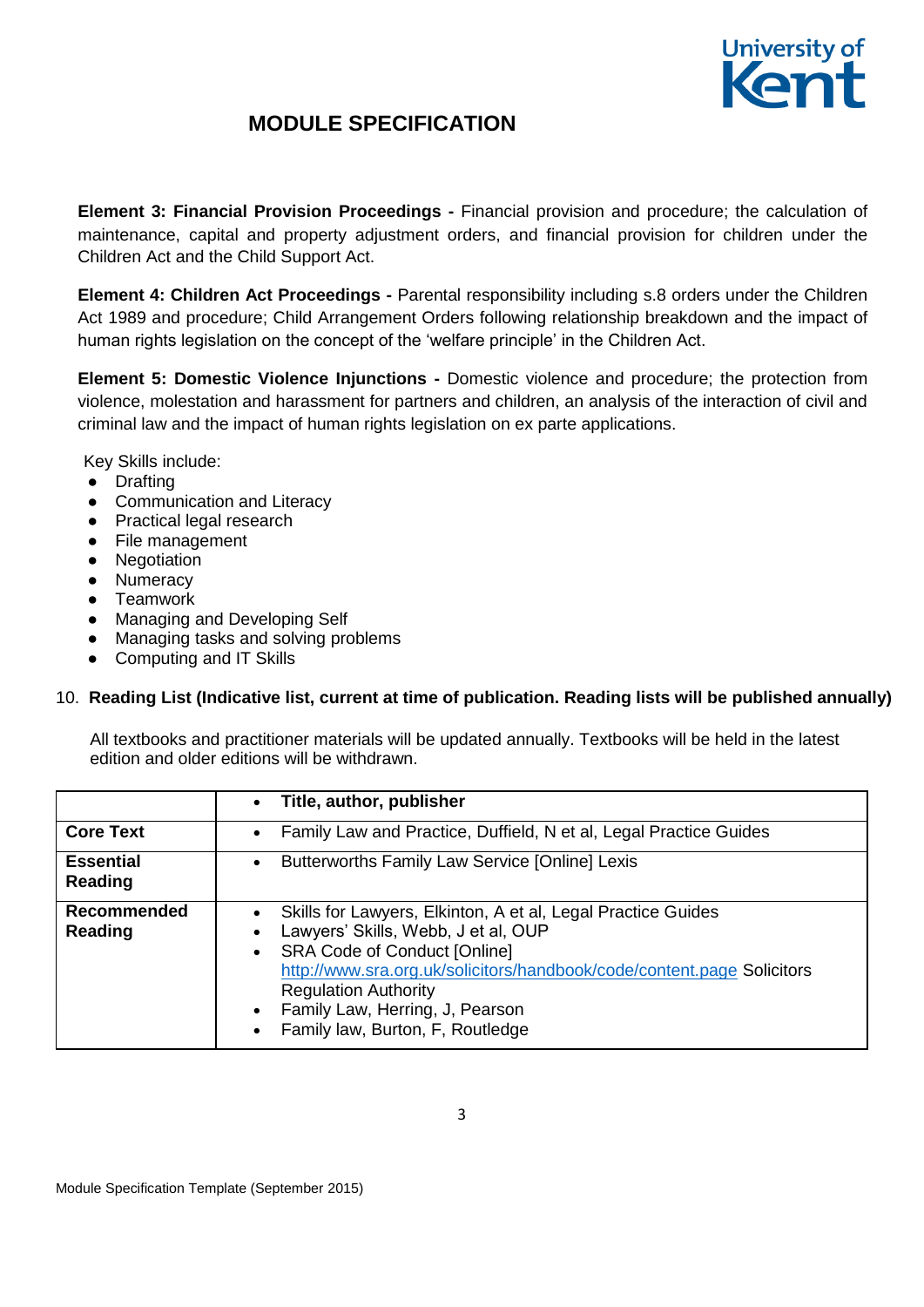## MODULE SPECIFICATION

**Element 3: Financial Provision Proceedings -** Financial provision and procedure; the calculation of maintenance, capital and property adjustment orders, and financial provision for children under the Children Act and the Child Support Act.

**Element 4: Children Act Proceedings -** Parental responsibility including s.8 orders under the Children Act 1989 and procedure; Child Arrangement Orders following relationship breakdown and the impact of human rights legislation on the concept of the 'welfare principle' in the Children Act.

**Element 5: Domestic Violence Injunctions -** Domestic violence and procedure; the protection from violence, molestation and harassment for partners and children, an analysis of the interaction of civil and criminal law and the impact of human rights legislation on ex parte applications.

Key Skills include:

- Drafting
- Communication and Literacy
- Practical legal research
- File management
- Negotiation
- Numeracy
- Teamwork
- Managing and Developing Self
- Managing tasks and solving problems
- Computing and IT Skills

10. **Reading List (Indicative list, current at time of publication. Reading lists will be published annually)**

All textbooks and practitioner materials will be updated annually. Textbooks will be held in the latest edition and older editions will be withdrawn.

| | • **Title, author, publisher** |
|---|---|
| **Core Text** | • Family Law and Practice, Duffield, N et al, Legal Practice Guides |
| **Essential Reading** | • Butterworths Family Law Service [Online] Lexis |
| **Recommended Reading** | • Skills for Lawyers, Elkinton, A et al, Legal Practice Guides<br>• Lawyers' Skills, Webb, J et al, OUP<br>• SRA Code of Conduct [Online] http://www.sra.org.uk/solicitors/handbook/code/content.page Solicitors Regulation Authority<br>• Family Law, Herring, J, Pearson<br>• Family law, Burton, F, Routledge |

Module Specification Template (September 2015)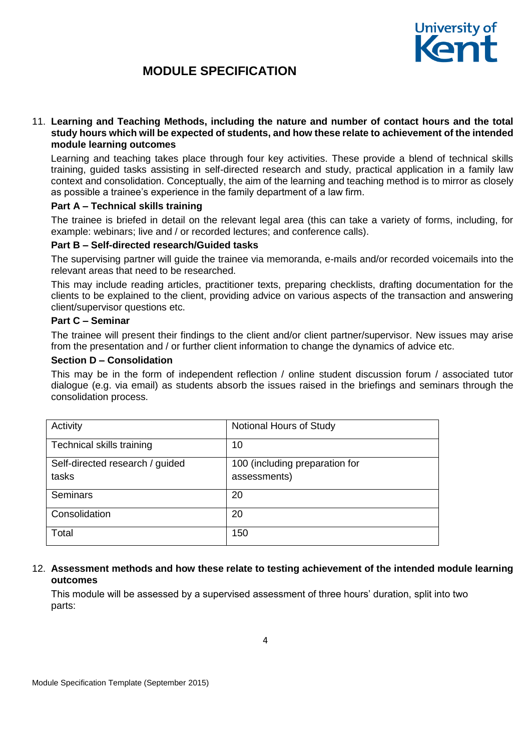# MODULE SPECIFICATION

11. **Learning and Teaching Methods, including the nature and number of contact hours and the total study hours which will be expected of students, and how these relate to achievement of the intended module learning outcomes**

    Learning and teaching takes place through four key activities. These provide a blend of technical skills training, guided tasks assisting in self-directed research and study, practical application in a family law context and consolidation. Conceptually, the aim of the learning and teaching method is to mirror as closely as possible a trainee's experience in the family department of a law firm.

    **Part A – Technical skills training**

    The trainee is briefed in detail on the relevant legal area (this can take a variety of forms, including, for example: webinars; live and / or recorded lectures; and conference calls).

    **Part B – Self-directed research/Guided tasks**

    The supervising partner will guide the trainee via memoranda, e-mails and/or recorded voicemails into the relevant areas that need to be researched.

    This may include reading articles, practitioner texts, preparing checklists, drafting documentation for the clients to be explained to the client, providing advice on various aspects of the transaction and answering client/supervisor questions etc.

    **Part C – Seminar**

    The trainee will present their findings to the client and/or client partner/supervisor. New issues may arise from the presentation and / or further client information to change the dynamics of advice etc.

    **Section D – Consolidation**

    This may be in the form of independent reflection / online student discussion forum / associated tutor dialogue (e.g. via email) as students absorb the issues raised in the briefings and seminars through the consolidation process.

| Activity | Notional Hours of Study |
| --- | --- |
| Technical skills training | 10 |
| Self-directed research / guided tasks | 100 (including preparation for assessments) |
| Seminars | 20 |
| Consolidation | 20 |
| Total | 150 |

12. **Assessment methods and how these relate to testing achievement of the intended module learning outcomes**

    This module will be assessed by a supervised assessment of three hours' duration, split into two parts: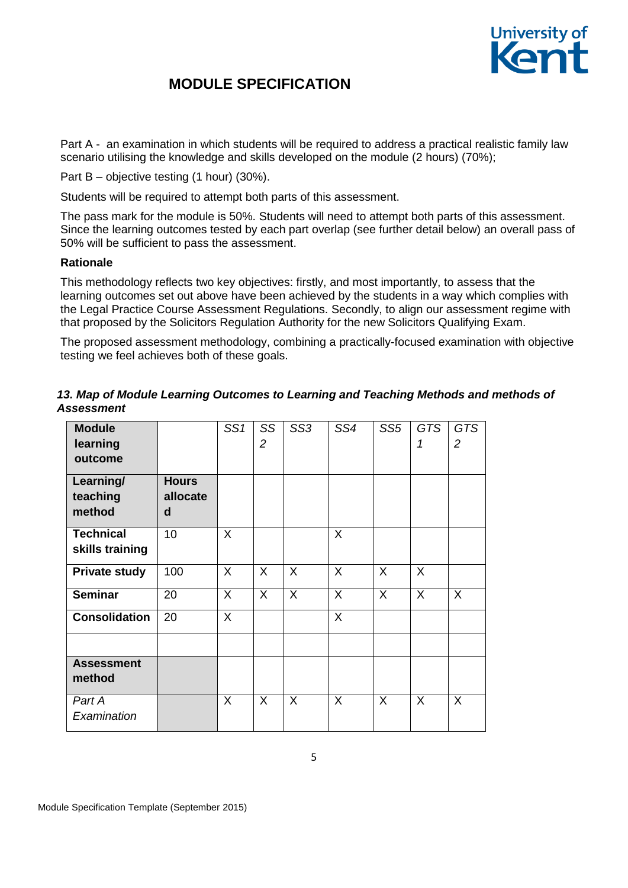Part A - an examination in which students will be required to address a practical realistic family law scenario utilising the knowledge and skills developed on the module (2 hours) (70%);

Part B – objective testing (1 hour) (30%).

Students will be required to attempt both parts of this assessment.

The pass mark for the module is 50%. Students will need to attempt both parts of this assessment. Since the learning outcomes tested by each part overlap (see further detail below) an overall pass of 50% will be sufficient to pass the assessment.

**Rationale**

This methodology reflects two key objectives: firstly, and most importantly, to assess that the learning outcomes set out above have been achieved by the students in a way which complies with the Legal Practice Course Assessment Regulations. Secondly, to align our assessment regime with that proposed by the Solicitors Regulation Authority for the new Solicitors Qualifying Exam.

The proposed assessment methodology, combining a practically-focused examination with objective testing we feel achieves both of these goals.

***13. Map of Module Learning Outcomes to Learning and Teaching Methods and methods of Assessment***

| **Module learning outcome** | | *SS1* | *SS2* | *SS3* | *SS4* | *SS5* | *GTS 1* | *GTS 2* |
|---|---|---|---|---|---|---|---|---|
| **Learning/ teaching method** | **Hours allocated** | | | | | | | |
| **Technical skills training** | 10 | X | | | X | | | |
| **Private study** | 100 | X | X | X | X | X | X | |
| **Seminar** | 20 | X | X | X | X | X | X | X |
| **Consolidation** | 20 | X | | | X | | | |
| | | | | | | | | |
| **Assessment method** | | | | | | | | |
| *Part A Examination* | | X | X | X | X | X | X | X |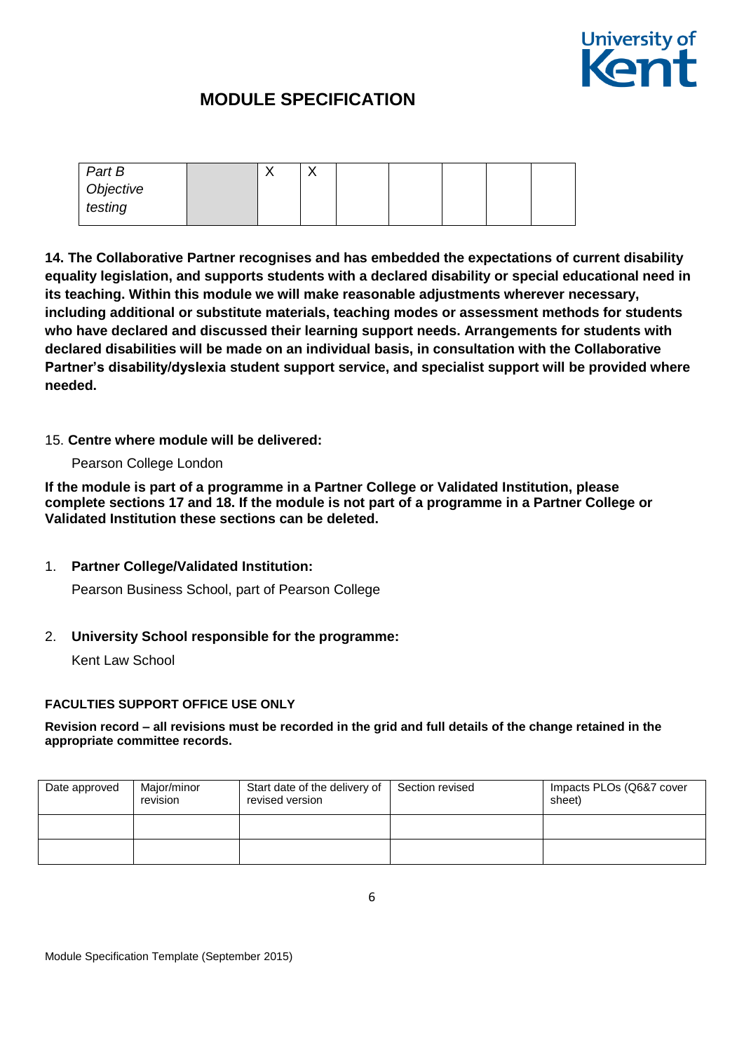# MODULE SPECIFICATION

| | | | | | | | | |
|---|---|---|---|---|---|---|---|---|
| *Part B Objective testing* | | X | X | | | | | |

**14. The Collaborative Partner recognises and has embedded the expectations of current disability equality legislation, and supports students with a declared disability or special educational need in its teaching. Within this module we will make reasonable adjustments wherever necessary, including additional or substitute materials, teaching modes or assessment methods for students who have declared and discussed their learning support needs. Arrangements for students with declared disabilities will be made on an individual basis, in consultation with the Collaborative Partner's disability/dyslexia student support service, and specialist support will be provided where needed.**

15. **Centre where module will be delivered:**

Pearson College London

**If the module is part of a programme in a Partner College or Validated Institution, please complete sections 17 and 18. If the module is not part of a programme in a Partner College or Validated Institution these sections can be deleted.**

1. **Partner College/Validated Institution:**

   Pearson Business School, part of Pearson College

2. **University School responsible for the programme:**

   Kent Law School

**FACULTIES SUPPORT OFFICE USE ONLY**

**Revision record – all revisions must be recorded in the grid and full details of the change retained in the appropriate committee records.**

| Date approved | Major/minor revision | Start date of the delivery of revised version | Section revised | Impacts PLOs (Q6&7 cover sheet) |
|---|---|---|---|---|
| | | | | |
| | | | | |

Module Specification Template (September 2015)